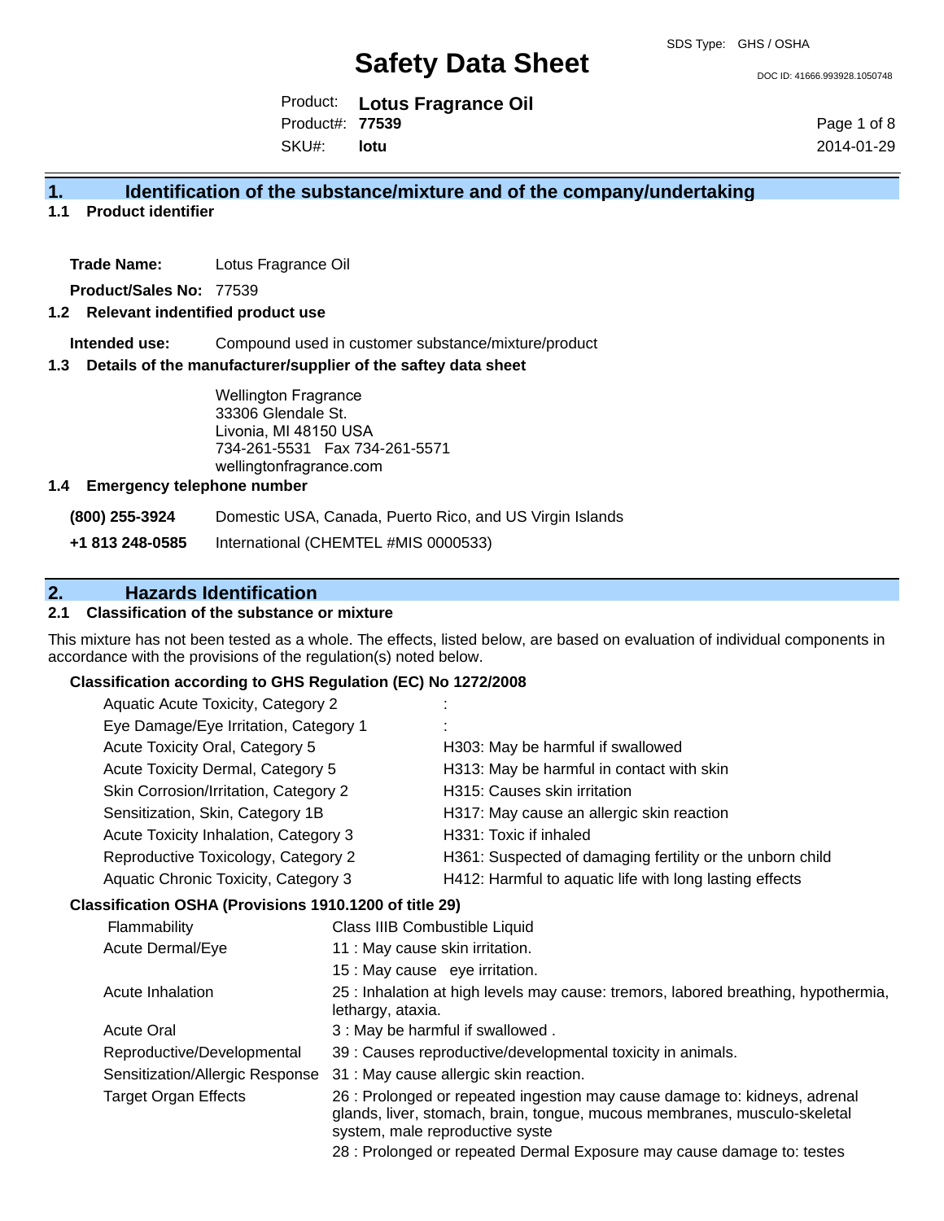SDS Type: GHS / OSHA

# Safety Data Sheet

DOC ID: 41666.993928.1050748

Product: **Lotus Fragrance Oil**
Product#: **77539**
SKU#: **lotu**

2014-01-29

## 1. Identification of the substance/mixture and of the company/undertaking

### 1.1 Product identifier

**Trade Name:** Lotus Fragrance Oil

**Product/Sales No:** 77539

### 1.2 Relevant indentified product use

**Intended use:** Compound used in customer substance/mixture/product

### 1.3 Details of the manufacturer/supplier of the saftey data sheet

Wellington Fragrance
33306 Glendale St.
Livonia, MI 48150 USA
734-261-5531 Fax 734-261-5571
wellingtonfragrance.com

### 1.4 Emergency telephone number

| | |
|---|---|
| **(800) 255-3924** | Domestic USA, Canada, Puerto Rico, and US Virgin Islands |
| **+1 813 248-0585** | International (CHEMTEL #MIS 0000533) |

## 2. Hazards Identification

### 2.1 Classification of the substance or mixture

This mixture has not been tested as a whole. The effects, listed below, are based on evaluation of individual components in accordance with the provisions of the regulation(s) noted below.

**Classification according to GHS Regulation (EC) No 1272/2008**

| | |
|---|---|
| Aquatic Acute Toxicity, Category 2 | : |
| Eye Damage/Eye Irritation, Category 1 | : |
| Acute Toxicity Oral, Category 5 | H303: May be harmful if swallowed |
| Acute Toxicity Dermal, Category 5 | H313: May be harmful in contact with skin |
| Skin Corrosion/Irritation, Category 2 | H315: Causes skin irritation |
| Sensitization, Skin, Category 1B | H317: May cause an allergic skin reaction |
| Acute Toxicity Inhalation, Category 3 | H331: Toxic if inhaled |
| Reproductive Toxicology, Category 2 | H361: Suspected of damaging fertility or the unborn child |
| Aquatic Chronic Toxicity, Category 3 | H412: Harmful to aquatic life with long lasting effects |

**Classification OSHA (Provisions 1910.1200 of title 29)**

| | |
|---|---|
| Flammability | Class IIIB Combustible Liquid |
| Acute Dermal/Eye | 11 : May cause skin irritation. |
| | 15 : May cause eye irritation. |
| Acute Inhalation | 25 : Inhalation at high levels may cause: tremors, labored breathing, hypothermia, lethargy, ataxia. |
| Acute Oral | 3 : May be harmful if swallowed . |
| Reproductive/Developmental | 39 : Causes reproductive/developmental toxicity in animals. |
| Sensitization/Allergic Response | 31 : May cause allergic skin reaction. |
| Target Organ Effects | 26 : Prolonged or repeated ingestion may cause damage to: kidneys, adrenal glands, liver, stomach, brain, tongue, mucous membranes, musculo-skeletal system, male reproductive syste |
| | 28 : Prolonged or repeated Dermal Exposure may cause damage to: testes |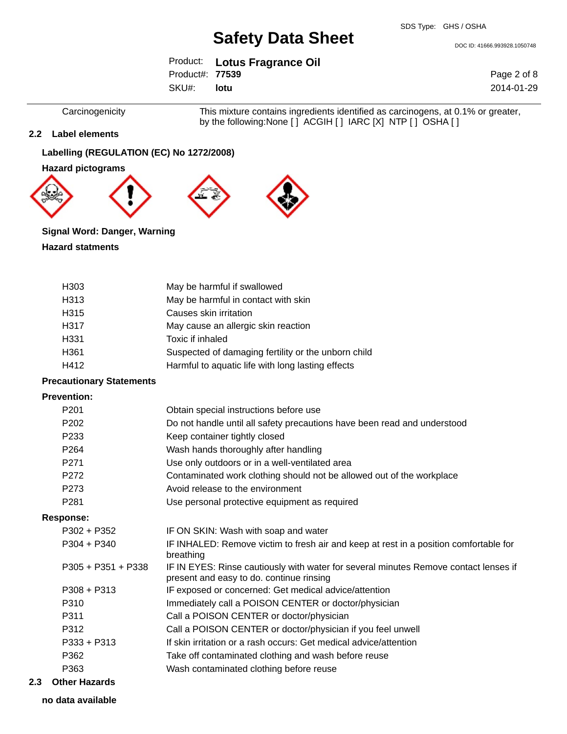| | |
|---|---|
| Carcinogenicity | This mixture contains ingredients identified as carcinogens, at 0.1% or greater, by the following:None [ ]  ACGIH [ ]  IARC [X]  NTP [ ]  OSHA [ ] |

## 2.2 Label elements

**Labelling (REGULATION (EC) No 1272/2008)**

**Hazard pictograms**

**Signal Word: Danger, Warning**

**Hazard statments**

| | |
|---|---|
| H303 | May be harmful if swallowed |
| H313 | May be harmful in contact with skin |
| H315 | Causes skin irritation |
| H317 | May cause an allergic skin reaction |
| H331 | Toxic if inhaled |
| H361 | Suspected of damaging fertility or the unborn child |
| H412 | Harmful to aquatic life with long lasting effects |

**Precautionary Statements**

**Prevention:**

| | |
|---|---|
| P201 | Obtain special instructions before use |
| P202 | Do not handle until all safety precautions have been read and understood |
| P233 | Keep container tightly closed |
| P264 | Wash hands thoroughly after handling |
| P271 | Use only outdoors or in a well-ventilated area |
| P272 | Contaminated work clothing should not be allowed out of the workplace |
| P273 | Avoid release to the environment |
| P281 | Use personal protective equipment as required |

**Response:**

| | |
|---|---|
| P302 + P352 | IF ON SKIN: Wash with soap and water |
| P304 + P340 | IF INHALED: Remove victim to fresh air and keep at rest in a position comfortable for breathing |
| P305 + P351 + P338 | IF IN EYES: Rinse cautiously with water for several minutes Remove contact lenses if present and easy to do. continue rinsing |
| P308 + P313 | IF exposed or concerned: Get medical advice/attention |
| P310 | Immediately call a POISON CENTER or doctor/physician |
| P311 | Call a POISON CENTER or doctor/physician |
| P312 | Call a POISON CENTER or doctor/physician if you feel unwell |
| P333 + P313 | If skin irritation or a rash occurs: Get medical advice/attention |
| P362 | Take off contaminated clothing and wash before reuse |
| P363 | Wash contaminated clothing before reuse |

## 2.3 Other Hazards

**no data available**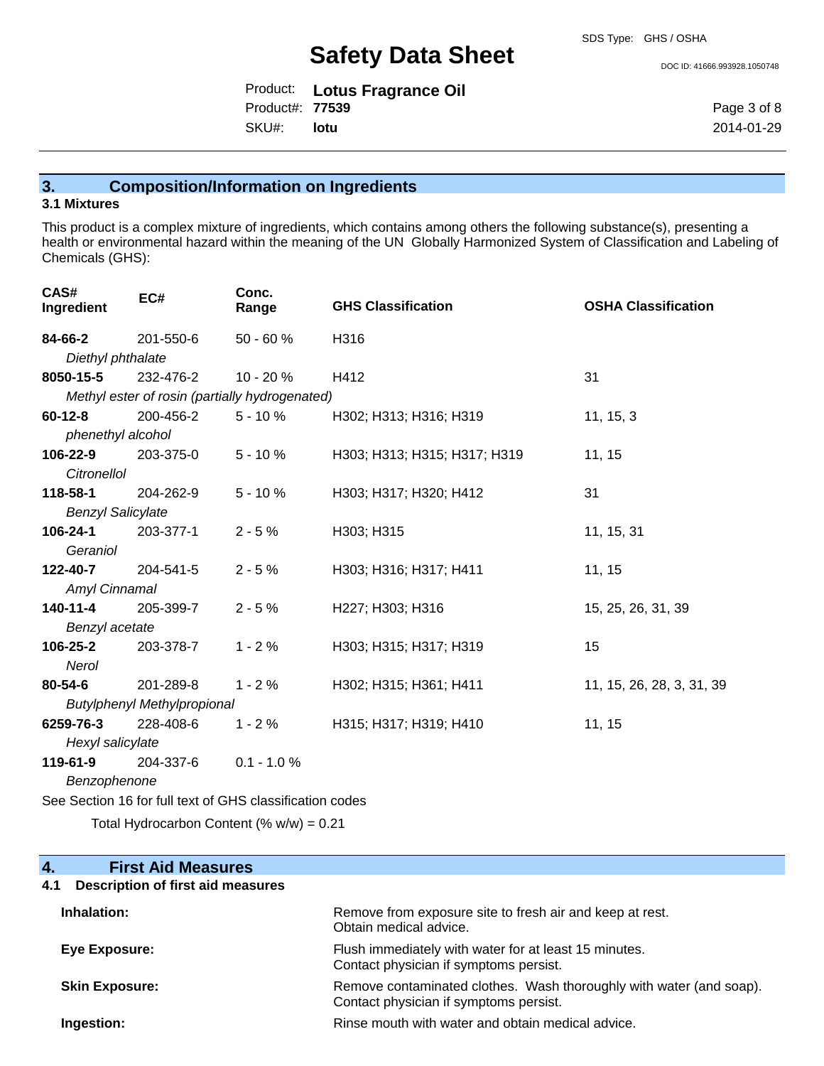## 3. Composition/Information on Ingredients

### 3.1 Mixtures

This product is a complex mixture of ingredients, which contains among others the following substance(s), presenting a health or environmental hazard within the meaning of the UN Globally Harmonized System of Classification and Labeling of Chemicals (GHS):

| CAS# Ingredient | EC# | Conc. Range | GHS Classification | OSHA Classification |
|---|---|---|---|---|
| **84-66-2** *Diethyl phthalate* | 201-550-6 | 50 - 60 % | H316 | |
| **8050-15-5** *Methyl ester of rosin (partially hydrogenated)* | 232-476-2 | 10 - 20 % | H412 | 31 |
| **60-12-8** *phenethyl alcohol* | 200-456-2 | 5 - 10 % | H302; H313; H316; H319 | 11, 15, 3 |
| **106-22-9** *Citronellol* | 203-375-0 | 5 - 10 % | H303; H313; H315; H317; H319 | 11, 15 |
| **118-58-1** *Benzyl Salicylate* | 204-262-9 | 5 - 10 % | H303; H317; H320; H412 | 31 |
| **106-24-1** *Geraniol* | 203-377-1 | 2 - 5 % | H303; H315 | 11, 15, 31 |
| **122-40-7** *Amyl Cinnamal* | 204-541-5 | 2 - 5 % | H303; H316; H317; H411 | 11, 15 |
| **140-11-4** *Benzyl acetate* | 205-399-7 | 2 - 5 % | H227; H303; H316 | 15, 25, 26, 31, 39 |
| **106-25-2** *Nerol* | 203-378-7 | 1 - 2 % | H303; H315; H317; H319 | 15 |
| **80-54-6** *Butylphenyl Methylpropional* | 201-289-8 | 1 - 2 % | H302; H315; H361; H411 | 11, 15, 26, 28, 3, 31, 39 |
| **6259-76-3** *Hexyl salicylate* | 228-408-6 | 1 - 2 % | H315; H317; H319; H410 | 11, 15 |
| **119-61-9** *Benzophenone* | 204-337-6 | 0.1 - 1.0 % | | |

See Section 16 for full text of GHS classification codes

Total Hydrocarbon Content (% w/w) = 0.21

## 4. First Aid Measures

### 4.1 Description of first aid measures

| | |
|---|---|
| **Inhalation:** | Remove from exposure site to fresh air and keep at rest. Obtain medical advice. |
| **Eye Exposure:** | Flush immediately with water for at least 15 minutes. Contact physician if symptoms persist. |
| **Skin Exposure:** | Remove contaminated clothes. Wash thoroughly with water (and soap). Contact physician if symptoms persist. |
| **Ingestion:** | Rinse mouth with water and obtain medical advice. |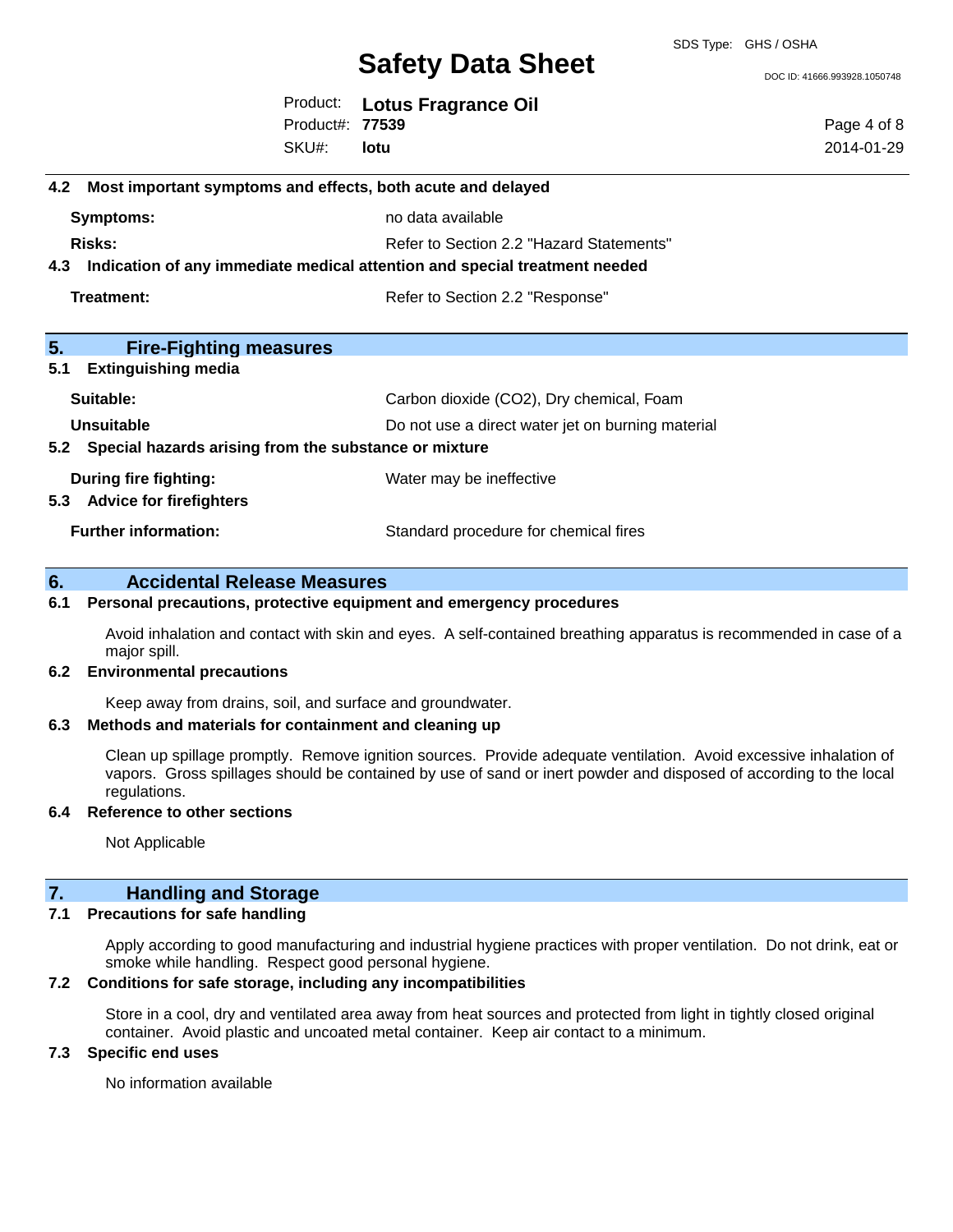### 4.2 Most important symptoms and effects, both acute and delayed

| | |
|---|---|
| **Symptoms:** | no data available |
| **Risks:** | Refer to Section 2.2 "Hazard Statements" |

### 4.3 Indication of any immediate medical attention and special treatment needed

| | |
|---|---|
| **Treatment:** | Refer to Section 2.2 "Response" |

## 5. Fire-Fighting measures

### 5.1 Extinguishing media

| | |
|---|---|
| **Suitable:** | Carbon dioxide ($CO_2$), Dry chemical, Foam |
| **Unsuitable** | Do not use a direct water jet on burning material |

### 5.2 Special hazards arising from the substance or mixture

| | |
|---|---|
| **During fire fighting:** | Water may be ineffective |

### 5.3 Advice for firefighters

| | |
|---|---|
| **Further information:** | Standard procedure for chemical fires |

## 6. Accidental Release Measures

### 6.1 Personal precautions, protective equipment and emergency procedures

Avoid inhalation and contact with skin and eyes. A self-contained breathing apparatus is recommended in case of a major spill.

### 6.2 Environmental precautions

Keep away from drains, soil, and surface and groundwater.

### 6.3 Methods and materials for containment and cleaning up

Clean up spillage promptly. Remove ignition sources. Provide adequate ventilation. Avoid excessive inhalation of vapors. Gross spillages should be contained by use of sand or inert powder and disposed of according to the local regulations.

### 6.4 Reference to other sections

Not Applicable

## 7. Handling and Storage

### 7.1 Precautions for safe handling

Apply according to good manufacturing and industrial hygiene practices with proper ventilation. Do not drink, eat or smoke while handling. Respect good personal hygiene.

### 7.2 Conditions for safe storage, including any incompatibilities

Store in a cool, dry and ventilated area away from heat sources and protected from light in tightly closed original container. Avoid plastic and uncoated metal container. Keep air contact to a minimum.

### 7.3 Specific end uses

No information available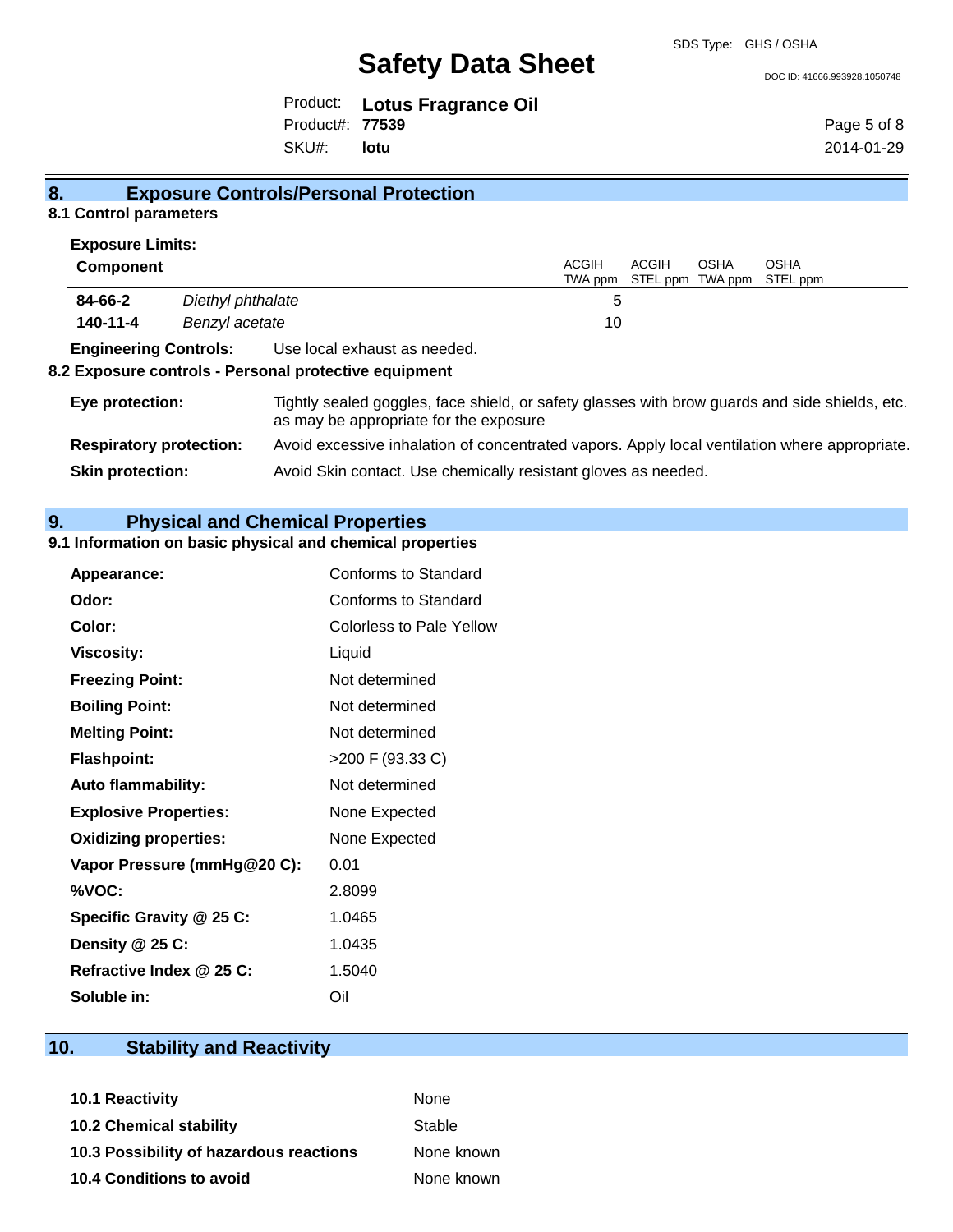## 8. Exposure Controls/Personal Protection

### 8.1 Control parameters

**Exposure Limits:**

| Component | | ACGIH TWA ppm | ACGIH STEL ppm | OSHA TWA ppm | OSHA STEL ppm |
|---|---|---|---|---|---|
| **84-66-2** | *Diethyl phthalate* | 5 | | | |
| **140-11-4** | *Benzyl acetate* | 10 | | | |

**Engineering Controls:** Use local exhaust as needed.

### 8.2 Exposure controls - Personal protective equipment

**Eye protection:** Tightly sealed goggles, face shield, or safety glasses with brow guards and side shields, etc. as may be appropriate for the exposure

**Respiratory protection:** Avoid excessive inhalation of concentrated vapors. Apply local ventilation where appropriate.

**Skin protection:** Avoid Skin contact. Use chemically resistant gloves as needed.

## 9. Physical and Chemical Properties

### 9.1 Information on basic physical and chemical properties

| | |
|---|---|
| **Appearance:** | Conforms to Standard |
| **Odor:** | Conforms to Standard |
| **Color:** | Colorless to Pale Yellow |
| **Viscosity:** | Liquid |
| **Freezing Point:** | Not determined |
| **Boiling Point:** | Not determined |
| **Melting Point:** | Not determined |
| **Flashpoint:** | >200 F (93.33 C) |
| **Auto flammability:** | Not determined |
| **Explosive Properties:** | None Expected |
| **Oxidizing properties:** | None Expected |
| **Vapor Pressure (mmHg@20 C):** | 0.01 |
| **%VOC:** | 2.8099 |
| **Specific Gravity @ 25 C:** | 1.0465 |
| **Density @ 25 C:** | 1.0435 |
| **Refractive Index @ 25 C:** | 1.5040 |
| **Soluble in:** | Oil |

## 10. Stability and Reactivity

| | |
|---|---|
| **10.1 Reactivity** | None |
| **10.2 Chemical stability** | Stable |
| **10.3 Possibility of hazardous reactions** | None known |
| **10.4 Conditions to avoid** | None known |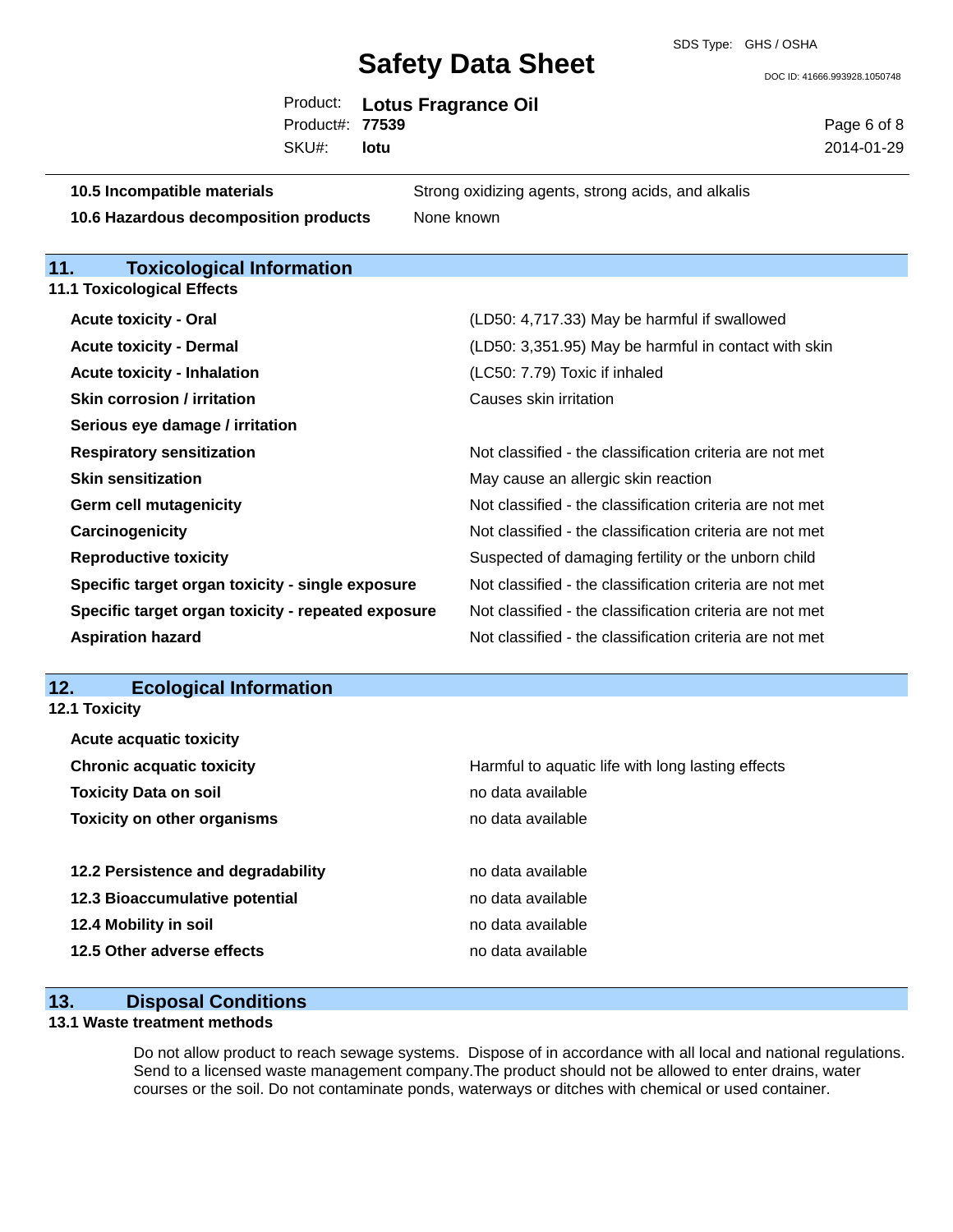| | |
|---|---|
| **10.5 Incompatible materials** | Strong oxidizing agents, strong acids, and alkalis |
| **10.6 Hazardous decomposition products** | None known |

## 11. Toxicological Information

### 11.1 Toxicological Effects

| | |
|---|---|
| **Acute toxicity - Oral** | (LD50: 4,717.33) May be harmful if swallowed |
| **Acute toxicity - Dermal** | (LD50: 3,351.95) May be harmful in contact with skin |
| **Acute toxicity - Inhalation** | (LC50: 7.79) Toxic if inhaled |
| **Skin corrosion / irritation** | Causes skin irritation |
| **Serious eye damage / irritation** | |
| **Respiratory sensitization** | Not classified - the classification criteria are not met |
| **Skin sensitization** | May cause an allergic skin reaction |
| **Germ cell mutagenicity** | Not classified - the classification criteria are not met |
| **Carcinogenicity** | Not classified - the classification criteria are not met |
| **Reproductive toxicity** | Suspected of damaging fertility or the unborn child |
| **Specific target organ toxicity - single exposure** | Not classified - the classification criteria are not met |
| **Specific target organ toxicity - repeated exposure** | Not classified - the classification criteria are not met |
| **Aspiration hazard** | Not classified - the classification criteria are not met |

## 12. Ecological Information

### 12.1 Toxicity

| | |
|---|---|
| **Acute acquatic toxicity** | |
| **Chronic acquatic toxicity** | Harmful to aquatic life with long lasting effects |
| **Toxicity Data on soil** | no data available |
| **Toxicity on other organisms** | no data available |

| | |
|---|---|
| **12.2 Persistence and degradability** | no data available |
| **12.3 Bioaccumulative potential** | no data available |
| **12.4 Mobility in soil** | no data available |
| **12.5 Other adverse effects** | no data available |

## 13. Disposal Conditions

### 13.1 Waste treatment methods

Do not allow product to reach sewage systems. Dispose of in accordance with all local and national regulations. Send to a licensed waste management company.The product should not be allowed to enter drains, water courses or the soil. Do not contaminate ponds, waterways or ditches with chemical or used container.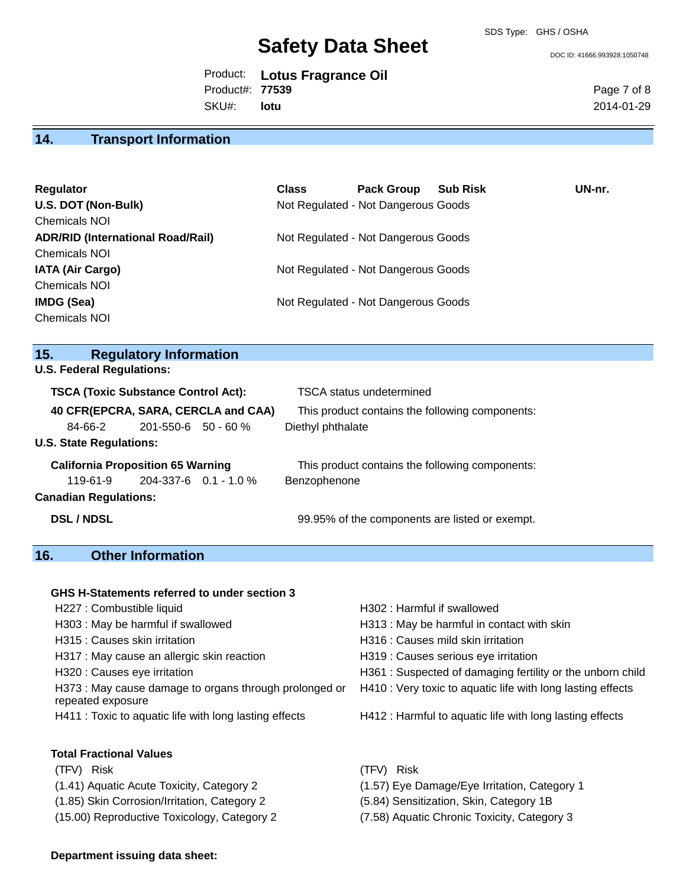## 14. Transport Information

| Regulator | Class | Pack Group | Sub Risk | UN-nr. |
|---|---|---|---|---|
| **U.S. DOT (Non-Bulk)** | Not Regulated - Not Dangerous Goods | | | |
| Chemicals NOI | | | | |
| **ADR/RID (International Road/Rail)** | Not Regulated - Not Dangerous Goods | | | |
| Chemicals NOI | | | | |
| **IATA (Air Cargo)** | Not Regulated - Not Dangerous Goods | | | |
| Chemicals NOI | | | | |
| **IMDG (Sea)** | Not Regulated - Not Dangerous Goods | | | |
| Chemicals NOI | | | | |

## 15. Regulatory Information

**U.S. Federal Regulations:**

**TSCA (Toxic Substance Control Act):** TSCA status undetermined

**40 CFR(EPCRA, SARA, CERCLA and CAA)** This product contains the following components:

| | | | |
|---|---|---|---|
| 84-66-2 | 201-550-6 | 50 - 60 % | Diethyl phthalate |

**U.S. State Regulations:**

**California Proposition 65 Warning** This product contains the following components:

| | | | |
|---|---|---|---|
| 119-61-9 | 204-337-6 | 0.1 - 1.0 % | Benzophenone |

**Canadian Regulations:**

**DSL / NDSL** 99.95% of the components are listed or exempt.

## 16. Other Information

**GHS H-Statements referred to under section 3**

- H227 : Combustible liquid
- H302 : Harmful if swallowed
- H303 : May be harmful if swallowed
- H313 : May be harmful in contact with skin
- H315 : Causes skin irritation
- H316 : Causes mild skin irritation
- H317 : May cause an allergic skin reaction
- H319 : Causes serious eye irritation
- H320 : Causes eye irritation
- H361 : Suspected of damaging fertility or the unborn child
- H373 : May cause damage to organs through prolonged or repeated exposure
- H410 : Very toxic to aquatic life with long lasting effects
- H411 : Toxic to aquatic life with long lasting effects
- H412 : Harmful to aquatic life with long lasting effects

**Total Fractional Values**

| (TFV) | Risk | (TFV) | Risk |
|---|---|---|---|
| (1.41) | Aquatic Acute Toxicity, Category 2 | (1.57) | Eye Damage/Eye Irritation, Category 1 |
| (1.85) | Skin Corrosion/Irritation, Category 2 | (5.84) | Sensitization, Skin, Category 1B |
| (15.00) | Reproductive Toxicology, Category 2 | (7.58) | Aquatic Chronic Toxicity, Category 3 |

**Department issuing data sheet:**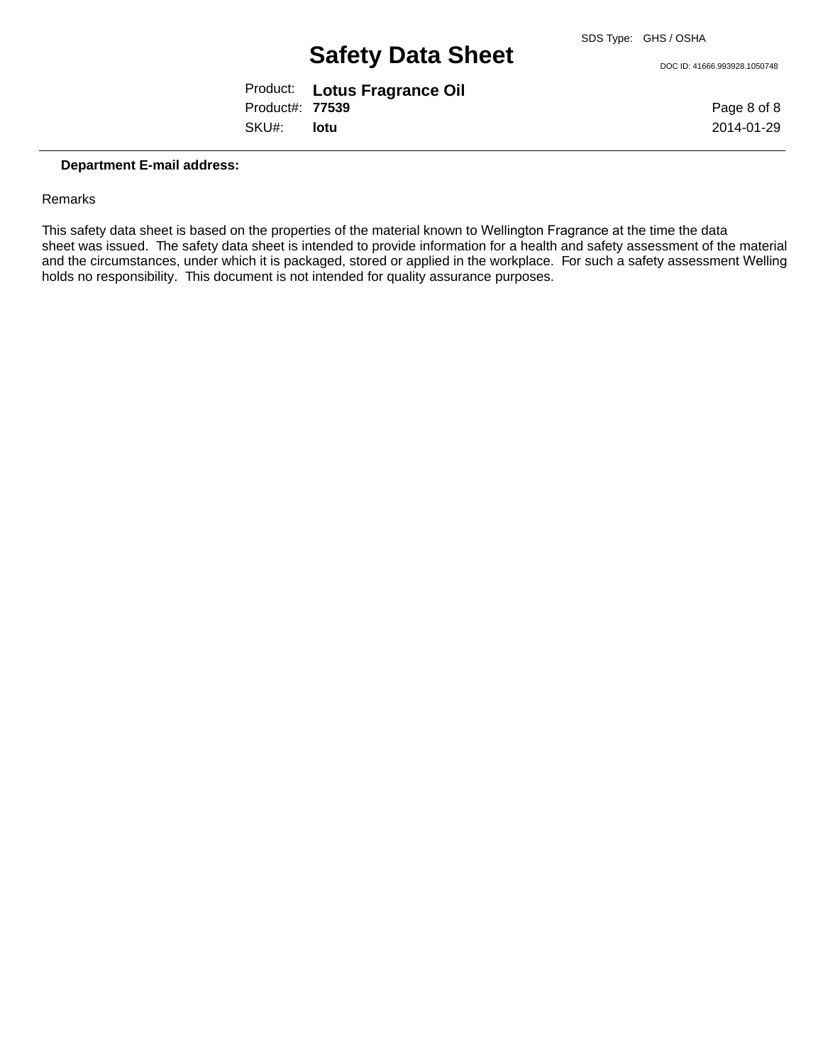**Department E-mail address:**

Remarks

This safety data sheet is based on the properties of the material known to Wellington Fragrance at the time the data sheet was issued. The safety data sheet is intended to provide information for a health and safety assessment of the material and the circumstances, under which it is packaged, stored or applied in the workplace. For such a safety assessment Welling holds no responsibility. This document is not intended for quality assurance purposes.